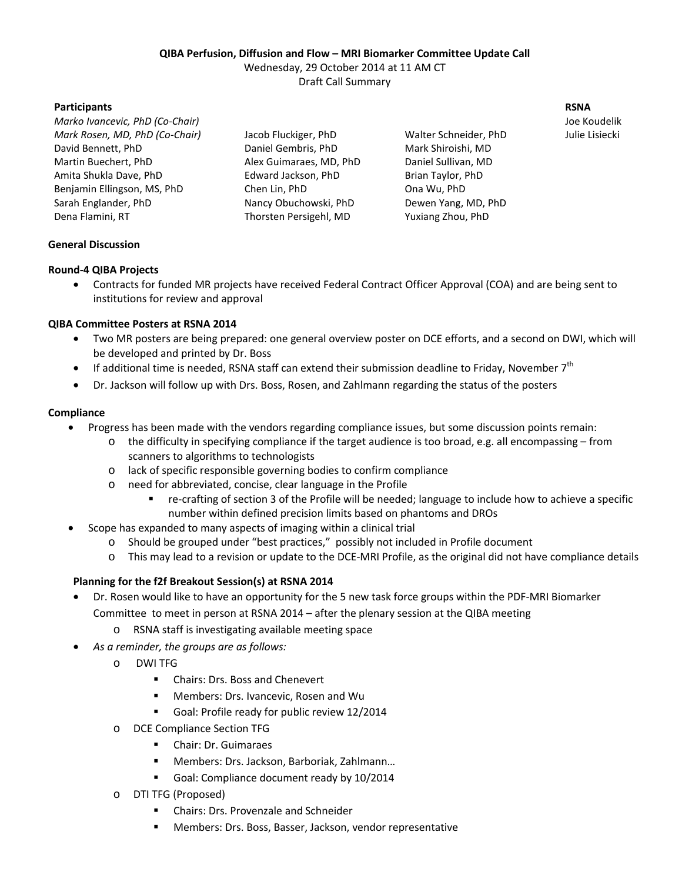**QIBA Perfusion, Diffusion and Flow – MRI Biomarker Committee Update Call**

Wednesday, 29 October 2014 at 11 AM CT

Draft Call Summary

**Participants**

*Marko Ivancevic, PhD (Co-Chair)*
*Mark Rosen, MD, PhD (Co-Chair)*
David Bennett, PhD
Martin Buechert, PhD
Amita Shukla Dave, PhD
Benjamin Ellingson, MS, PhD
Sarah Englander, PhD
Dena Flamini, RT
Jacob Fluckiger, PhD
Daniel Gembris, PhD
Alex Guimaraes, MD, PhD
Edward Jackson, PhD
Chen Lin, PhD
Nancy Obuchowski, PhD
Thorsten Persigehl, MD
Walter Schneider, PhD
Mark Shiroishi, MD
Daniel Sullivan, MD
Brian Taylor, PhD
Ona Wu, PhD
Dewen Yang, MD, PhD
Yuxiang Zhou, PhD

**RSNA**

Joe Koudelik
Julie Lisiecki

**General Discussion**

**Round-4 QIBA Projects**

- Contracts for funded MR projects have received Federal Contract Officer Approval (COA) and are being sent to institutions for review and approval

**QIBA Committee Posters at RSNA 2014**

- Two MR posters are being prepared: one general overview poster on DCE efforts, and a second on DWI, which will be developed and printed by Dr. Boss
- If additional time is needed, RSNA staff can extend their submission deadline to Friday, November 7th
- Dr. Jackson will follow up with Drs. Boss, Rosen, and Zahlmann regarding the status of the posters

**Compliance**

- Progress has been made with the vendors regarding compliance issues, but some discussion points remain:
  - the difficulty in specifying compliance if the target audience is too broad, e.g. all encompassing – from scanners to algorithms to technologists
  - lack of specific responsible governing bodies to confirm compliance
  - need for abbreviated, concise, clear language in the Profile
    - re-crafting of section 3 of the Profile will be needed; language to include how to achieve a specific number within defined precision limits based on phantoms and DROs
- Scope has expanded to many aspects of imaging within a clinical trial
  - Should be grouped under "best practices," possibly not included in Profile document
  - This may lead to a revision or update to the DCE-MRI Profile, as the original did not have compliance details

**Planning for the f2f Breakout Session(s) at RSNA 2014**

- Dr. Rosen would like to have an opportunity for the 5 new task force groups within the PDF-MRI Biomarker Committee to meet in person at RSNA 2014 – after the plenary session at the QIBA meeting
  - RSNA staff is investigating available meeting space
- *As a reminder, the groups are as follows:*
  - DWI TFG
    - Chairs: Drs. Boss and Chenevert
    - Members: Drs. Ivancevic, Rosen and Wu
    - Goal: Profile ready for public review 12/2014
  - DCE Compliance Section TFG
    - Chair: Dr. Guimaraes
    - Members: Drs. Jackson, Barboriak, Zahlmann…
    - Goal: Compliance document ready by 10/2014
  - DTI TFG (Proposed)
    - Chairs: Drs. Provenzale and Schneider
    - Members: Drs. Boss, Basser, Jackson, vendor representative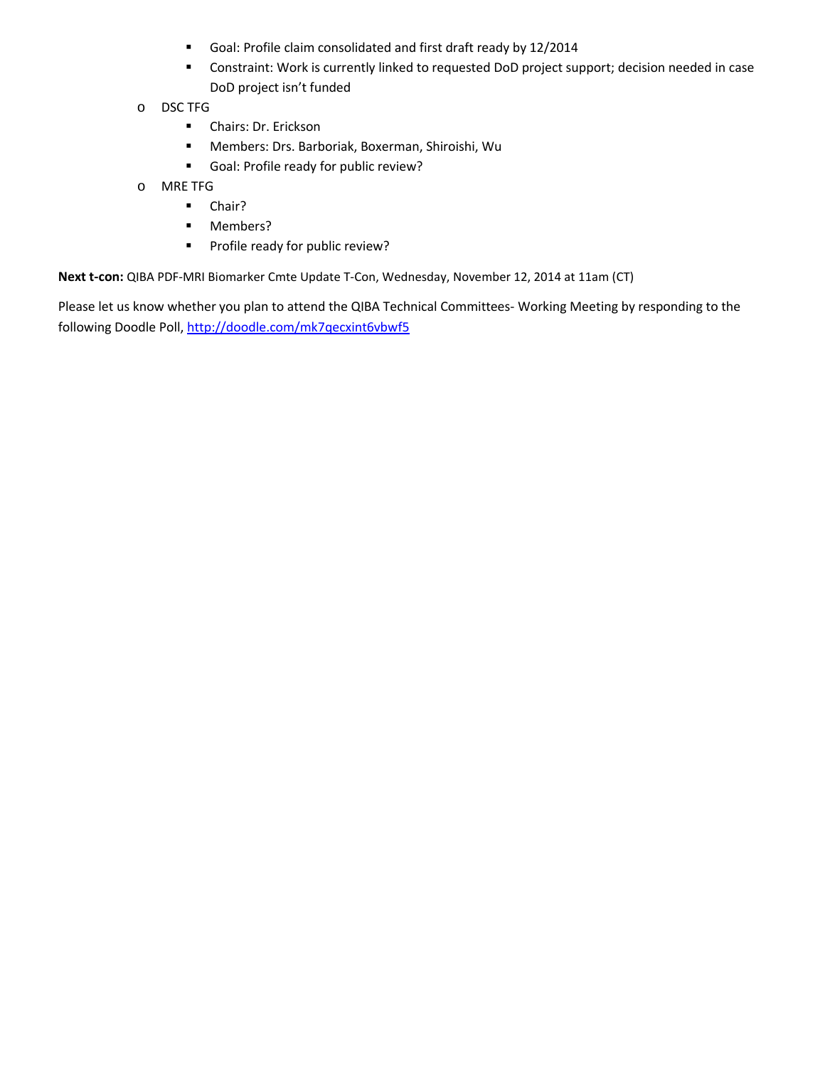- Goal: Profile claim consolidated and first draft ready by 12/2014
    - Constraint: Work is currently linked to requested DoD project support; decision needed in case DoD project isn't funded
  - DSC TFG
    - Chairs: Dr. Erickson
    - Members: Drs. Barboriak, Boxerman, Shiroishi, Wu
    - Goal: Profile ready for public review?
  - MRE TFG
    - Chair?
    - Members?
    - Profile ready for public review?

**Next t-con:** QIBA PDF-MRI Biomarker Cmte Update T-Con, Wednesday, November 12, 2014 at 11am (CT)

Please let us know whether you plan to attend the QIBA Technical Committees- Working Meeting by responding to the following Doodle Poll, http://doodle.com/mk7qecxint6vbwf5